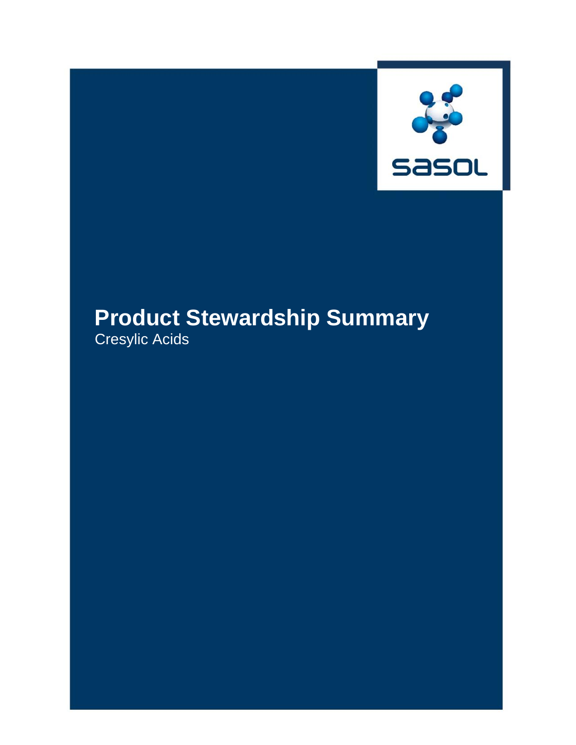sasol

# Product Stewardship Summary

Cresylic Acids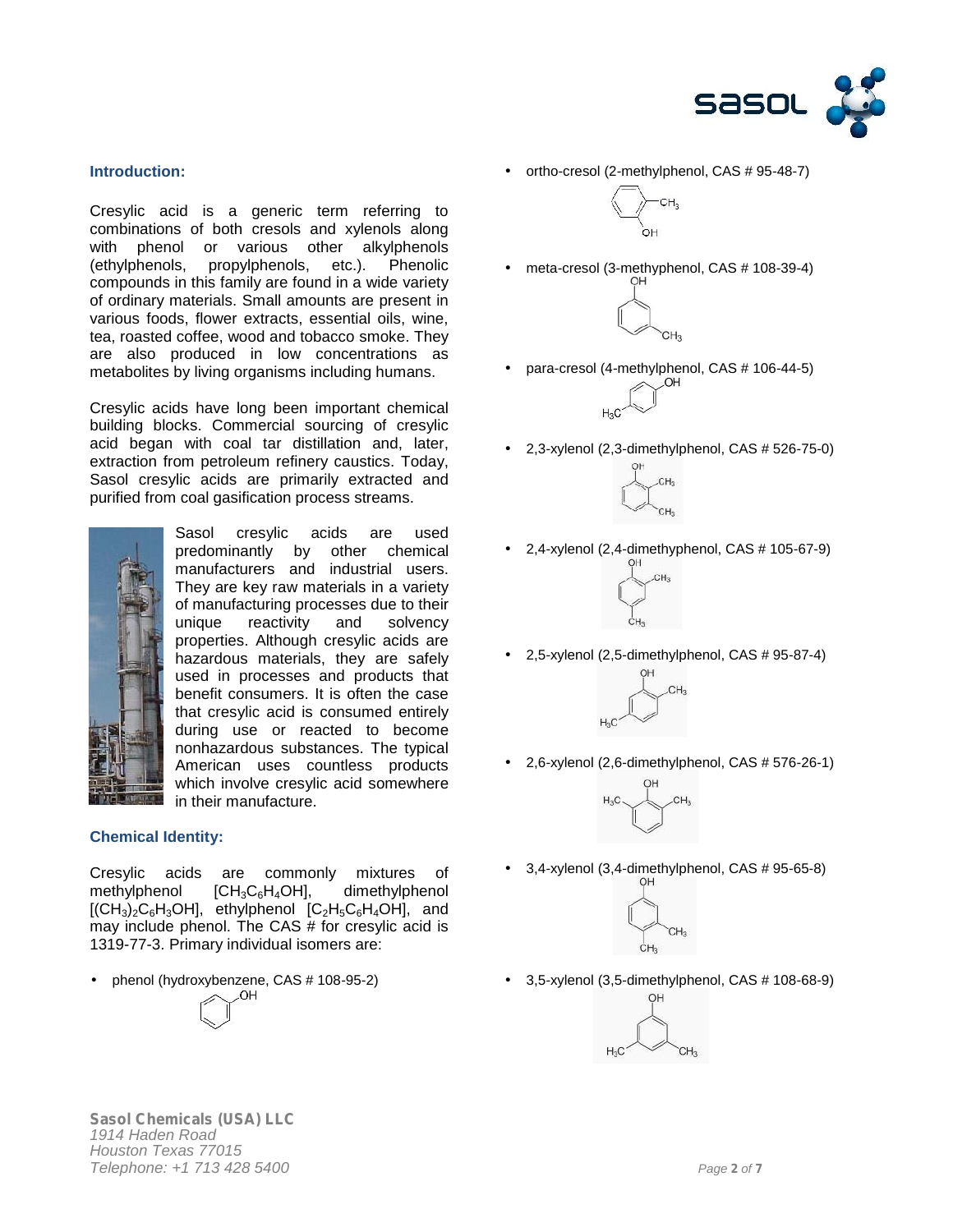## Introduction:

Cresylic acid is a generic term referring to combinations of both cresols and xylenols along with phenol or various other alkylphenols (ethylphenols, propylphenols, etc.). Phenolic compounds in this family are found in a wide variety of ordinary materials. Small amounts are present in various foods, flower extracts, essential oils, wine, tea, roasted coffee, wood and tobacco smoke. They are also produced in low concentrations as metabolites by living organisms including humans.

Cresylic acids have long been important chemical building blocks. Commercial sourcing of cresylic acid began with coal tar distillation and, later, extraction from petroleum refinery caustics. Today, Sasol cresylic acids are primarily extracted and purified from coal gasification process streams.

Sasol cresylic acids are used predominantly by other chemical manufacturers and industrial users. They are key raw materials in a variety of manufacturing processes due to their unique reactivity and solvency properties. Although cresylic acids are hazardous materials, they are safely used in processes and products that benefit consumers. It is often the case that cresylic acid is consumed entirely during use or reacted to become nonhazardous substances. The typical American uses countless products which involve cresylic acid somewhere in their manufacture.

## Chemical Identity:

Cresylic acids are commonly mixtures of methylphenol [$CH_3C_6H_4OH$], dimethylphenol [$(CH_3)_2C_6H_3OH$], ethylphenol [$C_2H_5C_6H_4OH$], and may include phenol. The CAS # for cresylic acid is 1319-77-3. Primary individual isomers are:

- phenol (hydroxybenzene, CAS # 108-95-2)
- ortho-cresol (2-methylphenol, CAS # 95-48-7)
- meta-cresol (3-methyphenol, CAS # 108-39-4)
- para-cresol (4-methylphenol, CAS # 106-44-5)
- 2,3-xylenol (2,3-dimethylphenol, CAS # 526-75-0)
- 2,4-xylenol (2,4-dimethyphenol, CAS # 105-67-9)
- 2,5-xylenol (2,5-dimethylphenol, CAS # 95-87-4)
- 2,6-xylenol (2,6-dimethylphenol, CAS # 576-26-1)
- 3,4-xylenol (3,4-dimethylphenol, CAS # 95-65-8)
- 3,5-xylenol (3,5-dimethylphenol, CAS # 108-68-9)

**Sasol Chemicals (USA) LLC**
*1914 Haden Road*
*Houston Texas 77015*
*Telephone: +1 713 428 5400*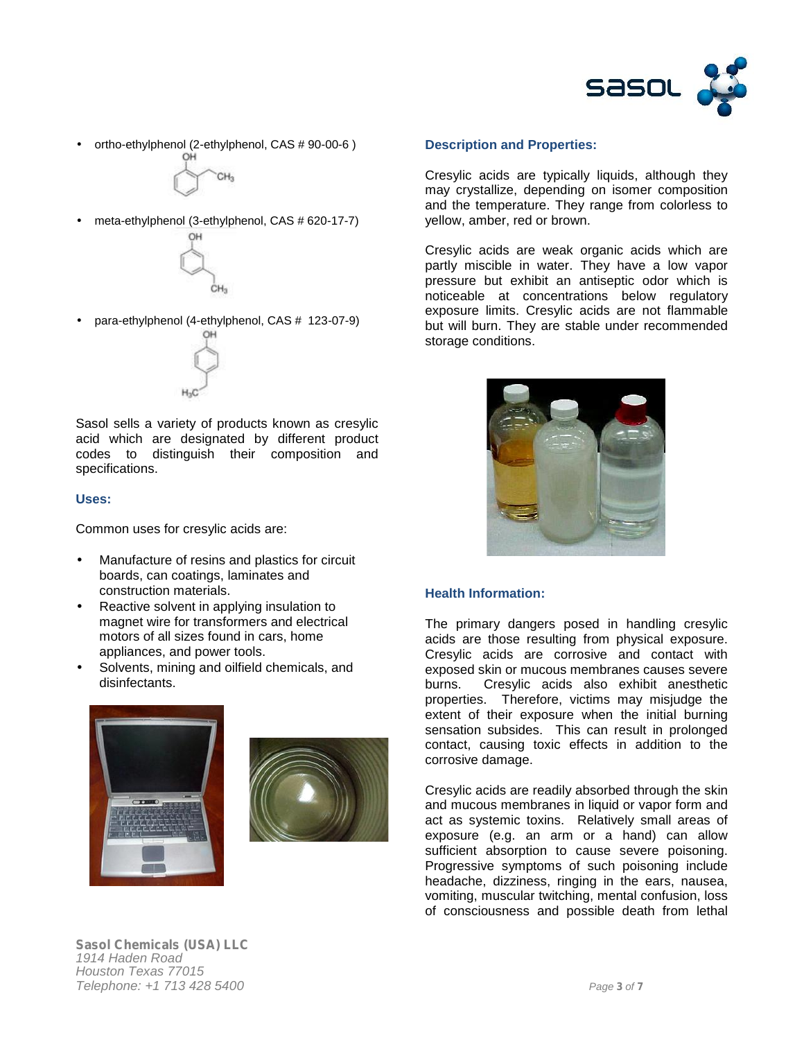- ortho-ethylphenol (2-ethylphenol, CAS # 90-00-6 )
- meta-ethylphenol (3-ethylphenol, CAS # 620-17-7)
- para-ethylphenol (4-ethylphenol, CAS # 123-07-9)

Sasol sells a variety of products known as cresylic acid which are designated by different product codes to distinguish their composition and specifications.

### Uses:

Common uses for cresylic acids are:

- Manufacture of resins and plastics for circuit boards, can coatings, laminates and construction materials.
- Reactive solvent in applying insulation to magnet wire for transformers and electrical motors of all sizes found in cars, home appliances, and power tools.
- Solvents, mining and oilfield chemicals, and disinfectants.

### Description and Properties:

Cresylic acids are typically liquids, although they may crystallize, depending on isomer composition and the temperature. They range from colorless to yellow, amber, red or brown.

Cresylic acids are weak organic acids which are partly miscible in water. They have a low vapor pressure but exhibit an antiseptic odor which is noticeable at concentrations below regulatory exposure limits. Cresylic acids are not flammable but will burn. They are stable under recommended storage conditions.

### Health Information:

The primary dangers posed in handling cresylic acids are those resulting from physical exposure. Cresylic acids are corrosive and contact with exposed skin or mucous membranes causes severe burns. Cresylic acids also exhibit anesthetic properties. Therefore, victims may misjudge the extent of their exposure when the initial burning sensation subsides. This can result in prolonged contact, causing toxic effects in addition to the corrosive damage.

Cresylic acids are readily absorbed through the skin and mucous membranes in liquid or vapor form and act as systemic toxins. Relatively small areas of exposure (e.g. an arm or a hand) can allow sufficient absorption to cause severe poisoning. Progressive symptoms of such poisoning include headache, dizziness, ringing in the ears, nausea, vomiting, muscular twitching, mental confusion, loss of consciousness and possible death from lethal

**Sasol Chemicals (USA) LLC**
*1914 Haden Road*
*Houston Texas 77015*
*Telephone: +1 713 428 5400*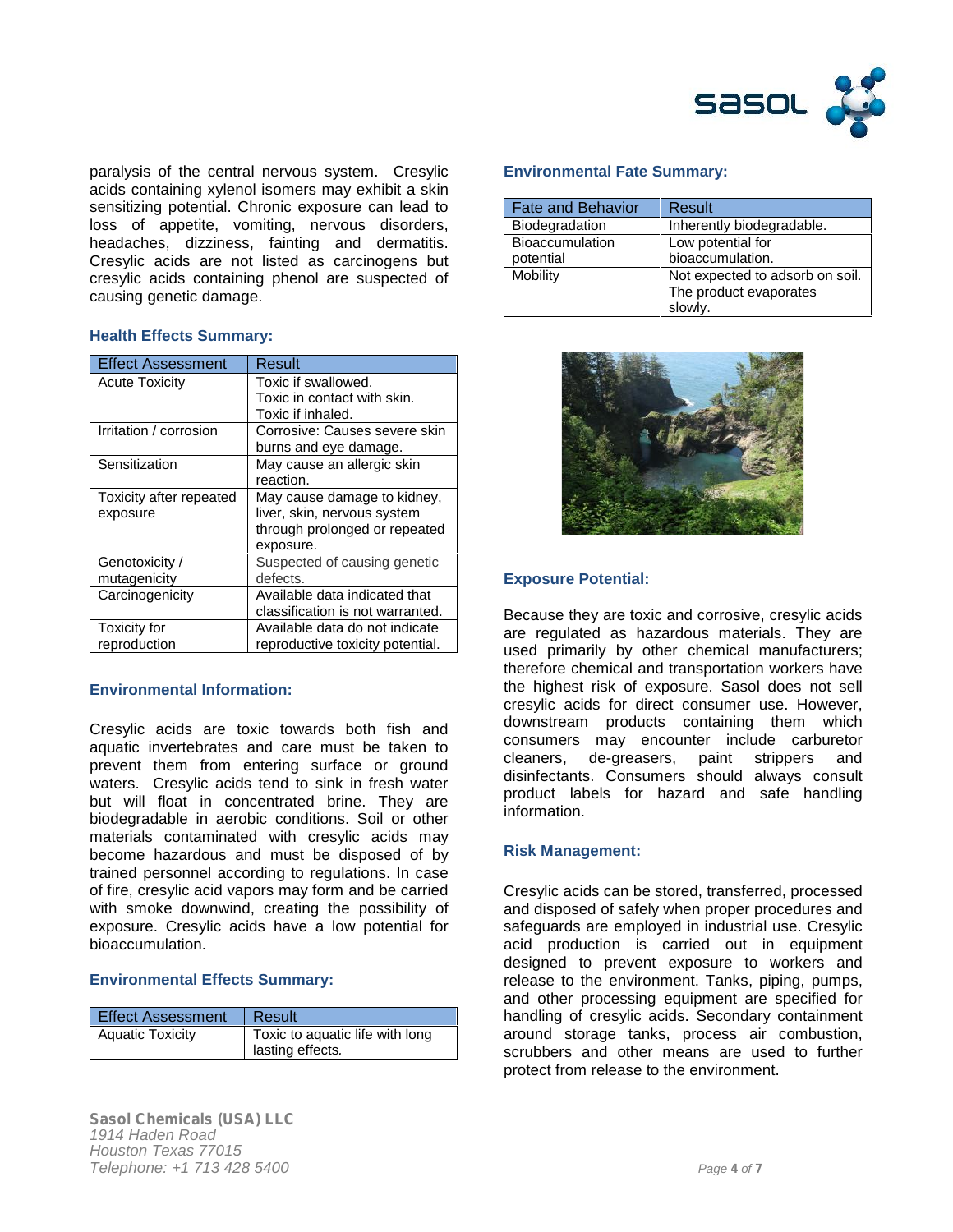paralysis of the central nervous system. Cresylic acids containing xylenol isomers may exhibit a skin sensitizing potential. Chronic exposure can lead to loss of appetite, vomiting, nervous disorders, headaches, dizziness, fainting and dermatitis. Cresylic acids are not listed as carcinogens but cresylic acids containing phenol are suspected of causing genetic damage.

### Health Effects Summary:

| Effect Assessment | Result |
|---|---|
| Acute Toxicity | Toxic if swallowed. Toxic in contact with skin. Toxic if inhaled. |
| Irritation / corrosion | Corrosive: Causes severe skin burns and eye damage. |
| Sensitization | May cause an allergic skin reaction. |
| Toxicity after repeated exposure | May cause damage to kidney, liver, skin, nervous system through prolonged or repeated exposure. |
| Genotoxicity / mutagenicity | Suspected of causing genetic defects. |
| Carcinogenicity | Available data indicated that classification is not warranted. |
| Toxicity for reproduction | Available data do not indicate reproductive toxicity potential. |

### Environmental Information:

Cresylic acids are toxic towards both fish and aquatic invertebrates and care must be taken to prevent them from entering surface or ground waters. Cresylic acids tend to sink in fresh water but will float in concentrated brine. They are biodegradable in aerobic conditions. Soil or other materials contaminated with cresylic acids may become hazardous and must be disposed of by trained personnel according to regulations. In case of fire, cresylic acid vapors may form and be carried with smoke downwind, creating the possibility of exposure. Cresylic acids have a low potential for bioaccumulation.

### Environmental Effects Summary:

| Effect Assessment | Result |
|---|---|
| Aquatic Toxicity | Toxic to aquatic life with long lasting effects. |

### Environmental Fate Summary:

| Fate and Behavior | Result |
|---|---|
| Biodegradation | Inherently biodegradable. |
| Bioaccumulation potential | Low potential for bioaccumulation. |
| Mobility | Not expected to adsorb on soil. The product evaporates slowly. |

### Exposure Potential:

Because they are toxic and corrosive, cresylic acids are regulated as hazardous materials. They are used primarily by other chemical manufacturers; therefore chemical and transportation workers have the highest risk of exposure. Sasol does not sell cresylic acids for direct consumer use. However, downstream products containing them which consumers may encounter include carburetor cleaners, de-greasers, paint strippers and disinfectants. Consumers should always consult product labels for hazard and safe handling information.

### Risk Management:

Cresylic acids can be stored, transferred, processed and disposed of safely when proper procedures and safeguards are employed in industrial use. Cresylic acid production is carried out in equipment designed to prevent exposure to workers and release to the environment. Tanks, piping, pumps, and other processing equipment are specified for handling of cresylic acids. Secondary containment around storage tanks, process air combustion, scrubbers and other means are used to further protect from release to the environment.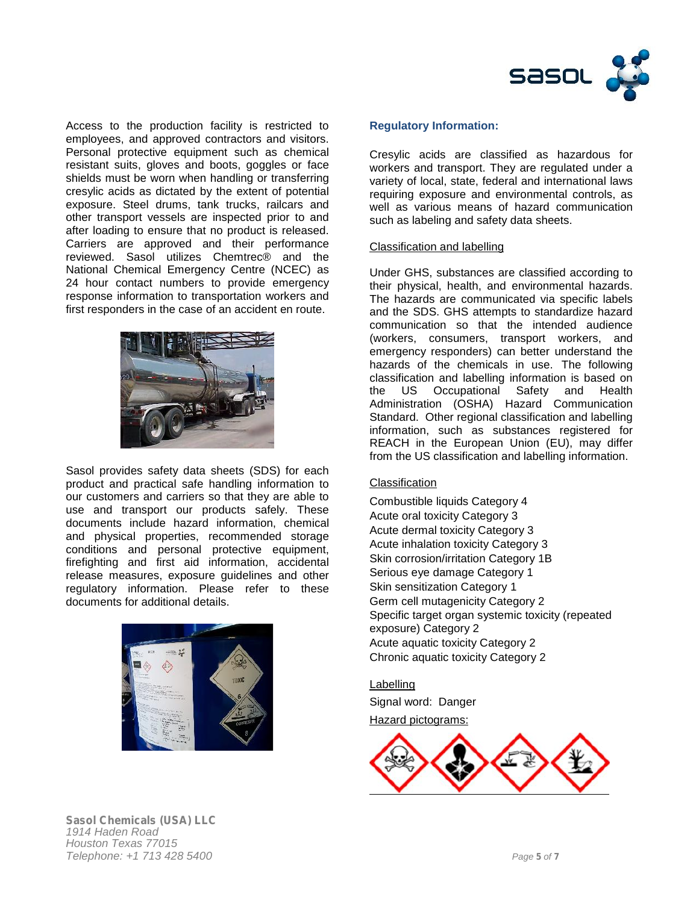Access to the production facility is restricted to employees, and approved contractors and visitors. Personal protective equipment such as chemical resistant suits, gloves and boots, goggles or face shields must be worn when handling or transferring cresylic acids as dictated by the extent of potential exposure. Steel drums, tank trucks, railcars and other transport vessels are inspected prior to and after loading to ensure that no product is released. Carriers are approved and their performance reviewed. Sasol utilizes Chemtrec® and the National Chemical Emergency Centre (NCEC) as 24 hour contact numbers to provide emergency response information to transportation workers and first responders in the case of an accident en route.

Sasol provides safety data sheets (SDS) for each product and practical safe handling information to our customers and carriers so that they are able to use and transport our products safely. These documents include hazard information, chemical and physical properties, recommended storage conditions and personal protective equipment, firefighting and first aid information, accidental release measures, exposure guidelines and other regulatory information. Please refer to these documents for additional details.

## Regulatory Information:

Cresylic acids are classified as hazardous for workers and transport. They are regulated under a variety of local, state, federal and international laws requiring exposure and environmental controls, as well as various means of hazard communication such as labeling and safety data sheets.

### Classification and labelling

Under GHS, substances are classified according to their physical, health, and environmental hazards. The hazards are communicated via specific labels and the SDS. GHS attempts to standardize hazard communication so that the intended audience (workers, consumers, transport workers, and emergency responders) can better understand the hazards of the chemicals in use. The following classification and labelling information is based on the US Occupational Safety and Health Administration (OSHA) Hazard Communication Standard. Other regional classification and labelling information, such as substances registered for REACH in the European Union (EU), may differ from the US classification and labelling information.

### Classification

Combustible liquids Category 4
Acute oral toxicity Category 3
Acute dermal toxicity Category 3
Acute inhalation toxicity Category 3
Skin corrosion/irritation Category 1B
Serious eye damage Category 1
Skin sensitization Category 1
Germ cell mutagenicity Category 2
Specific target organ systemic toxicity (repeated exposure) Category 2
Acute aquatic toxicity Category 2
Chronic aquatic toxicity Category 2

### Labelling

Signal word: Danger

Hazard pictograms:

**Sasol Chemicals (USA) LLC**
*1914 Haden Road*
*Houston Texas 77015*
*Telephone: +1 713 428 5400*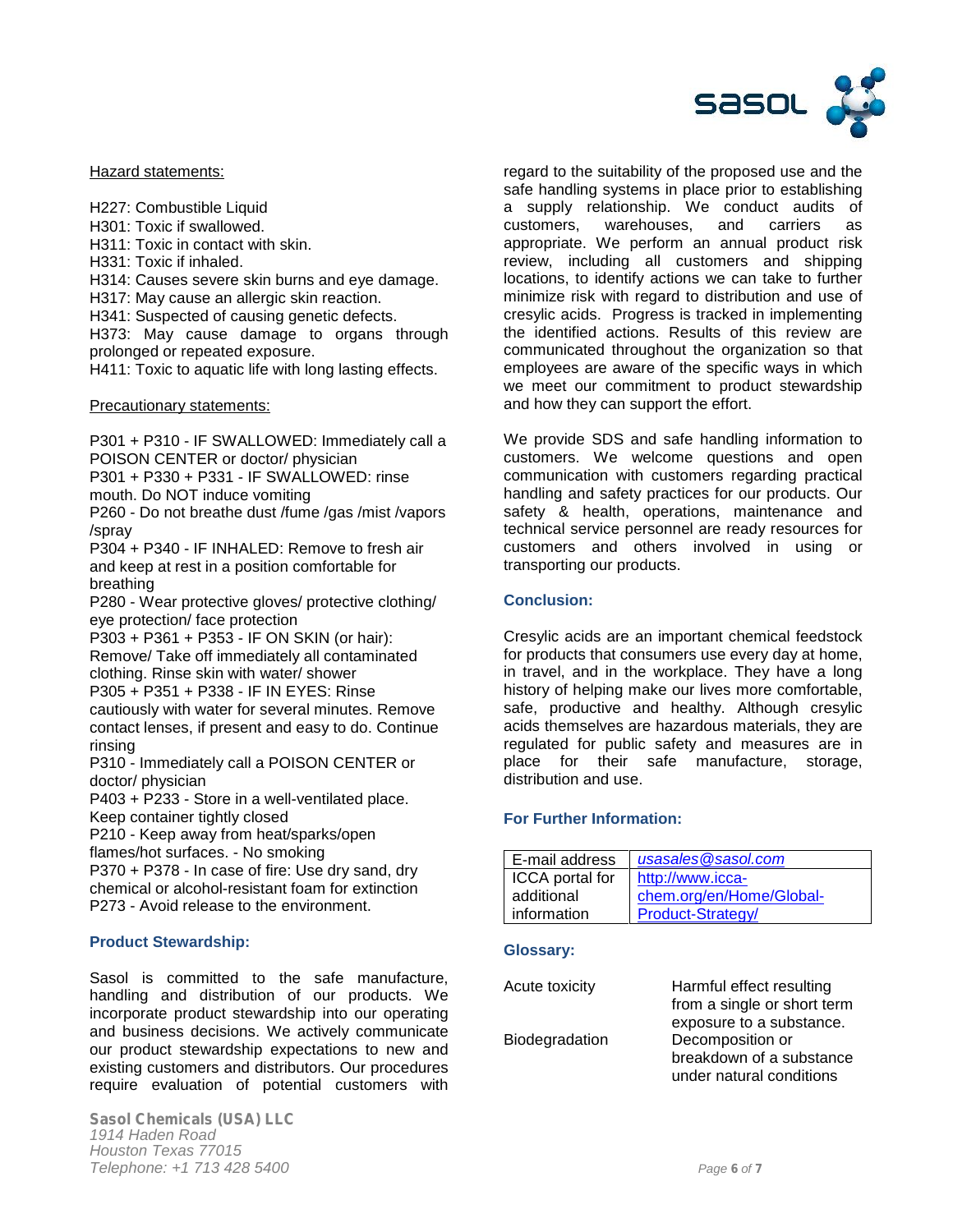Hazard statements:

H227: Combustible Liquid
H301: Toxic if swallowed.
H311: Toxic in contact with skin.
H331: Toxic if inhaled.
H314: Causes severe skin burns and eye damage.
H317: May cause an allergic skin reaction.
H341: Suspected of causing genetic defects.
H373: May cause damage to organs through prolonged or repeated exposure.
H411: Toxic to aquatic life with long lasting effects.

Precautionary statements:

P301 + P310 - IF SWALLOWED: Immediately call a POISON CENTER or doctor/ physician
P301 + P330 + P331 - IF SWALLOWED: rinse mouth. Do NOT induce vomiting
P260 - Do not breathe dust /fume /gas /mist /vapors /spray
P304 + P340 - IF INHALED: Remove to fresh air and keep at rest in a position comfortable for breathing
P280 - Wear protective gloves/ protective clothing/ eye protection/ face protection
P303 + P361 + P353 - IF ON SKIN (or hair): Remove/ Take off immediately all contaminated clothing. Rinse skin with water/ shower
P305 + P351 + P338 - IF IN EYES: Rinse cautiously with water for several minutes. Remove contact lenses, if present and easy to do. Continue rinsing
P310 - Immediately call a POISON CENTER or doctor/ physician
P403 + P233 - Store in a well-ventilated place. Keep container tightly closed
P210 - Keep away from heat/sparks/open flames/hot surfaces. - No smoking
P370 + P378 - In case of fire: Use dry sand, dry chemical or alcohol-resistant foam for extinction
P273 - Avoid release to the environment.

## Product Stewardship:

Sasol is committed to the safe manufacture, handling and distribution of our products. We incorporate product stewardship into our operating and business decisions. We actively communicate our product stewardship expectations to new and existing customers and distributors. Our procedures require evaluation of potential customers with regard to the suitability of the proposed use and the safe handling systems in place prior to establishing a supply relationship. We conduct audits of customers, warehouses, and carriers as appropriate. We perform an annual product risk review, including all customers and shipping locations, to identify actions we can take to further minimize risk with regard to distribution and use of cresylic acids. Progress is tracked in implementing the identified actions. Results of this review are communicated throughout the organization so that employees are aware of the specific ways in which we meet our commitment to product stewardship and how they can support the effort.

We provide SDS and safe handling information to customers. We welcome questions and open communication with customers regarding practical handling and safety practices for our products. Our safety & health, operations, maintenance and technical service personnel are ready resources for customers and others involved in using or transporting our products.

## Conclusion:

Cresylic acids are an important chemical feedstock for products that consumers use every day at home, in travel, and in the workplace. They have a long history of helping make our lives more comfortable, safe, productive and healthy. Although cresylic acids themselves are hazardous materials, they are regulated for public safety and measures are in place for their safe manufacture, storage, distribution and use.

## For Further Information:

| | |
|---|---|
| E-mail address | *usasales@sasol.com* |
| ICCA portal for additional information | http://www.icca-chem.org/en/Home/Global-Product-Strategy/ |

## Glossary:

| | |
|---|---|
| Acute toxicity | Harmful effect resulting from a single or short term exposure to a substance. |
| Biodegradation | Decomposition or breakdown of a substance under natural conditions |

**Sasol Chemicals (USA) LLC**
*1914 Haden Road*
*Houston Texas 77015*
*Telephone: +1 713 428 5400*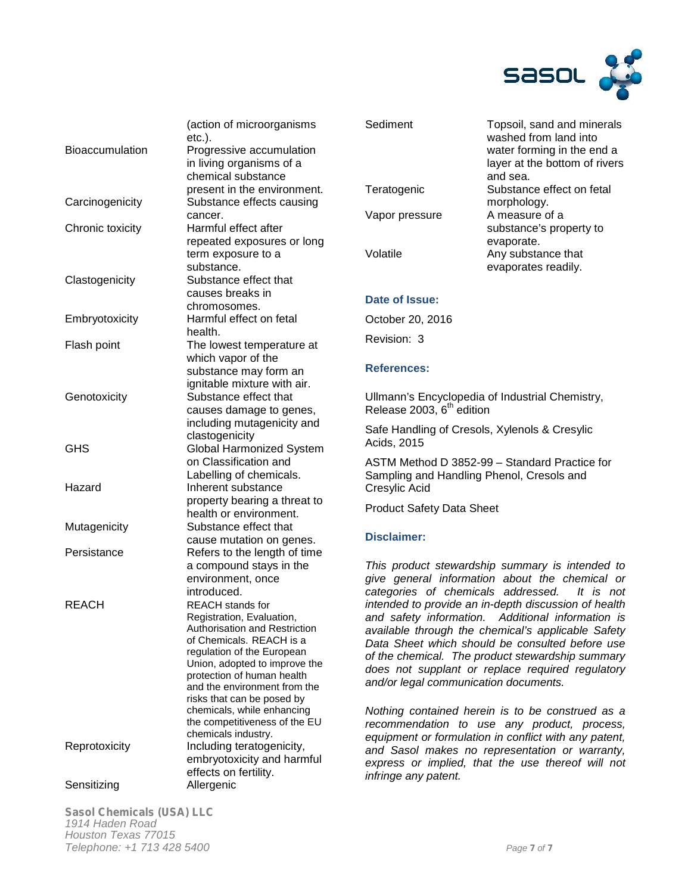| | |
|---|---|
| | (action of microorganisms etc.). |
| Bioaccumulation | Progressive accumulation in living organisms of a chemical substance present in the environment. |
| Carcinogenicity | Substance effects causing cancer. |
| Chronic toxicity | Harmful effect after repeated exposures or long term exposure to a substance. |
| Clastogenicity | Substance effect that causes breaks in chromosomes. |
| Embryotoxicity | Harmful effect on fetal health. |
| Flash point | The lowest temperature at which vapor of the substance may form an ignitable mixture with air. |
| Genotoxicity | Substance effect that causes damage to genes, including mutagenicity and clastogenicity |
| GHS | Global Harmonized System on Classification and Labelling of chemicals. |
| Hazard | Inherent substance property bearing a threat to health or environment. |
| Mutagenicity | Substance effect that cause mutation on genes. |
| Persistance | Refers to the length of time a compound stays in the environment, once introduced. |
| REACH | REACH stands for Registration, Evaluation, Authorisation and Restriction of Chemicals. REACH is a regulation of the European Union, adopted to improve the protection of human health and the environment from the risks that can be posed by chemicals, while enhancing the competitiveness of the EU chemicals industry. |
| Reprotoxicity | Including teratogenicity, embryotoxicity and harmful effects on fertility. |
| Sensitizing | Allergenic |
| Sediment | Topsoil, sand and minerals washed from land into water forming in the end a layer at the bottom of rivers and sea. |
| Teratogenic | Substance effect on fetal morphology. |
| Vapor pressure | A measure of a substance's property to evaporate. |
| Volatile | Any substance that evaporates readily. |

### Date of Issue:

October 20, 2016

Revision: 3

### References:

Ullmann's Encyclopedia of Industrial Chemistry, Release 2003, 6th edition

Safe Handling of Cresols, Xylenols & Cresylic Acids, 2015

ASTM Method D 3852-99 – Standard Practice for Sampling and Handling Phenol, Cresols and Cresylic Acid

Product Safety Data Sheet

### Disclaimer:

*This product stewardship summary is intended to give general information about the chemical or categories of chemicals addressed. It is not intended to provide an in-depth discussion of health and safety information. Additional information is available through the chemical's applicable Safety Data Sheet which should be consulted before use of the chemical. The product stewardship summary does not supplant or replace required regulatory and/or legal communication documents.*

*Nothing contained herein is to be construed as a recommendation to use any product, process, equipment or formulation in conflict with any patent, and Sasol makes no representation or warranty, express or implied, that the use thereof will not infringe any patent.*

**Sasol Chemicals (USA) LLC**
*1914 Haden Road*
*Houston Texas 77015*
*Telephone: +1 713 428 5400*